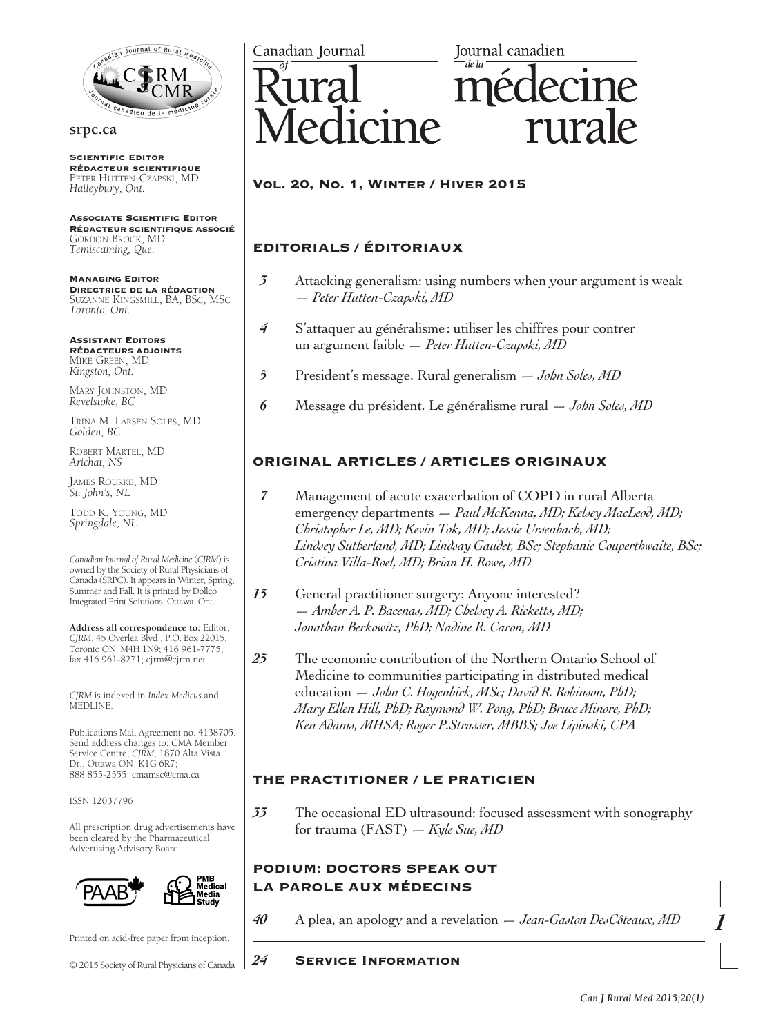# Canadian Journal of Rural Medicine / Journal canadien de la médecine rurale

**Vol. 20, No. 1, Winter / Hiver 2015**

srpc.ca

**Scientific Editor**
**Rédacteur scientifique**
Peter Hutten-Czapski, MD
*Haileybury, Ont.*

**Associate Scientific Editor**
**Rédacteur scientifique associé**
Gordon Brock, MD
*Temiscaming, Que.*

**Managing Editor**
**Directrice de la rédaction**
Suzanne Kingsmill, BA, BSc, MSc
*Toronto, Ont.*

**Assistant Editors**
**Rédacteurs adjoints**
Mike Green, MD
*Kingston, Ont.*

Mary Johnston, MD
*Revelstoke, BC*

Trina M. Larsen Soles, MD
*Golden, BC*

Robert Martel, MD
*Arichat, NS*

James Rourke, MD
*St. John's, NL*

Todd K. Young, MD
*Springdale, NL*

*Canadian Journal of Rural Medicine* (*CJRM*) is owned by the Society of Rural Physicians of Canada (SRPC). It appears in Winter, Spring, Summer and Fall. It is printed by Dollco Integrated Print Solutions, Ottawa, Ont.

**Address all correspondence to:** Editor, *CJRM*, 45 Overlea Blvd., P.O. Box 22015, Toronto ON M4H 1N9; 416 961-7775; fax 416 961-8271; cjrm@cjrm.net

*CJRM* is indexed in *Index Medicus* and MEDLINE.

Publications Mail Agreement no. 4138705. Send address changes to: CMA Member Service Centre, *CJRM*, 1870 Alta Vista Dr., Ottawa ON K1G 6R7; 888 855-2555; cmamsc@cma.ca

ISSN 12037796

All prescription drug advertisements have been cleared by the Pharmaceutical Advertising Advisory Board.

PAAB — PMB Medical Media Study

Printed on acid-free paper from inception.

© 2015 Society of Rural Physicians of Canada

## EDITORIALS / ÉDITORIAUX

*3* Attacking generalism: using numbers when your argument is weak — *Peter Hutten-Czapski, MD*

*4* S'attaquer au généralisme : utiliser les chiffres pour contrer un argument faible — *Peter Hutten-Czapski, MD*

*5* President's message. Rural generalism — *John Soles, MD*

*6* Message du président. Le généralisme rural — *John Soles, MD*

## ORIGINAL ARTICLES / ARTICLES ORIGINAUX

*7* Management of acute exacerbation of COPD in rural Alberta emergency departments — *Paul McKenna, MD; Kelsey MacLeod, MD; Christopher Le, MD; Kevin Tok, MD; Jessie Ursenbach, MD; Lindsey Sutherland, MD; Lindsay Gaudet, BSc; Stephanie Couperthwaite, BSc; Cristina Villa-Roel, MD; Brian H. Rowe, MD*

*15* General practitioner surgery: Anyone interested? — *Amber A. P. Bacenas, MD; Chelsey A. Ricketts, MD; Jonathan Berkowitz, PhD; Nadine R. Caron, MD*

*25* The economic contribution of the Northern Ontario School of Medicine to communities participating in distributed medical education — *John C. Hogenbirk, MSc; David R. Robinson, PhD; Mary Ellen Hill, PhD; Raymond W. Pong, PhD; Bruce Minore, PhD; Ken Adams, MHSA; Roger P.Strasser, MBBS; Joe Lipinski, CPA*

## THE PRACTITIONER / LE PRATICIEN

*33* The occasional ED ultrasound: focused assessment with sonography for trauma (FAST) — *Kyle Sue, MD*

## PODIUM: DOCTORS SPEAK OUT / LA PAROLE AUX MÉDECINS

*40* A plea, an apology and a revelation — *Jean-Gaston DesCôteaux, MD*

*24* **Service Information**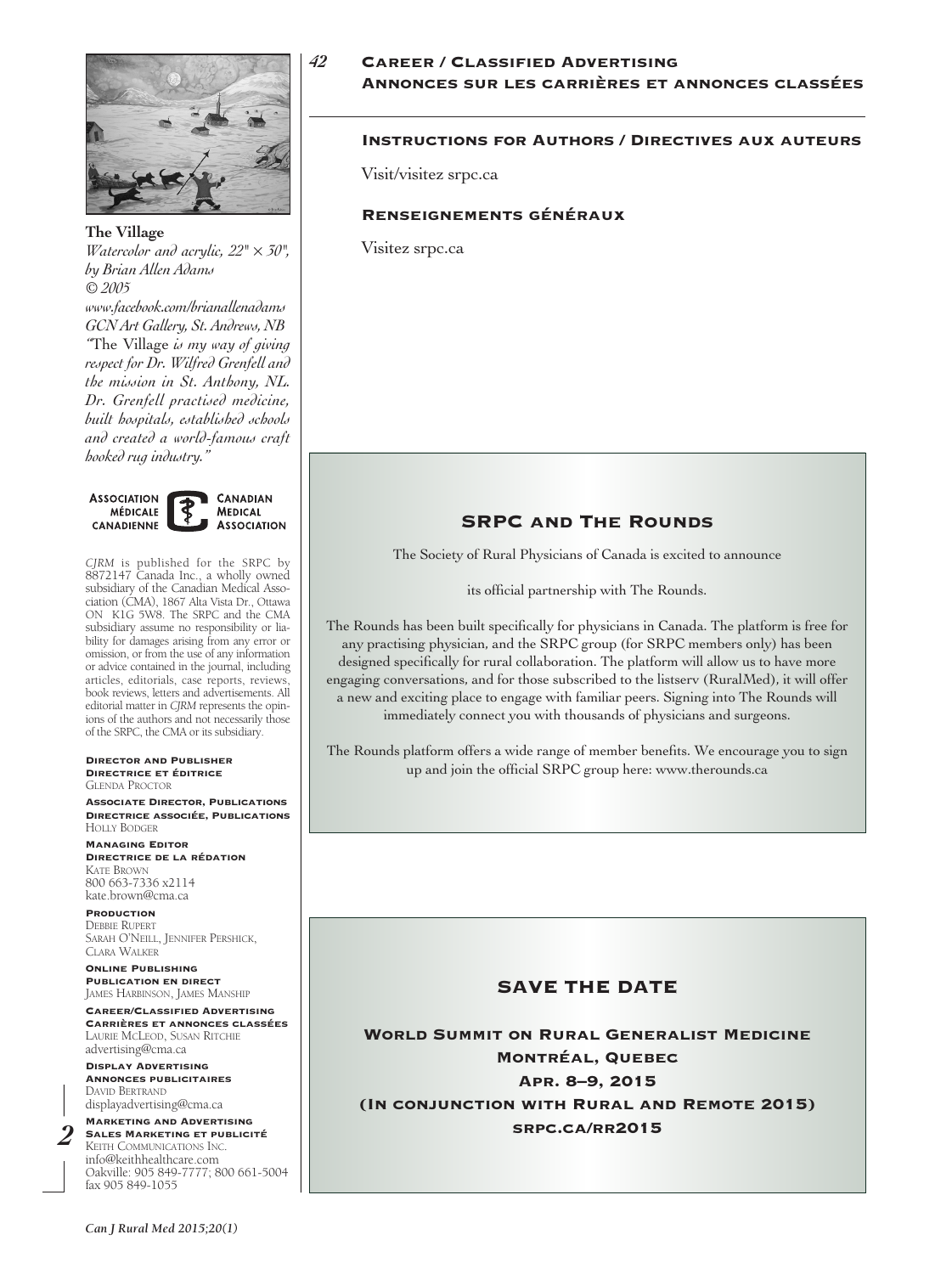**The Village**

*Watercolor and acrylic, 22" × 30", by Brian Allen Adams © 2005*
*www.facebook.com/brianallenadams*
*GCN Art Gallery, St. Andrews, NB*

*"*The Village *is my way of giving respect for Dr. Wilfred Grenfell and the mission in St. Anthony, NL. Dr. Grenfell practised medicine, built hospitals, established schools and created a world-famous craft hooked rug industry."*

ASSOCIATION MÉDICALE CANADIENNE — CANADIAN MEDICAL ASSOCIATION

*CJRM* is published for the SRPC by 8872147 Canada Inc., a wholly owned subsidiary of the Canadian Medical Association (CMA), 1867 Alta Vista Dr., Ottawa ON K1G 5W8. The SRPC and the CMA subsidiary assume no responsibility or liability for damages arising from any error or omission, or from the use of any information or advice contained in the journal, including articles, editorials, case reports, reviews, book reviews, letters and advertisements. All editorial matter in *CJRM* represents the opinions of the authors and not necessarily those of the SRPC, the CMA or its subsidiary.

**Director and Publisher**
**Directrice et éditrice**
Glenda Proctor

**Associate Director, Publications**
**Directrice associée, Publications**
Holly Bodger

**Managing Editor**
**Directrice de la rédation**
Kate Brown
800 663-7336 x2114
kate.brown@cma.ca

**Production**
Debbie Rupert
Sarah O'Neill, Jennifer Pershick, Clara Walker

**Online Publishing**
**Publication en direct**
James Harbinson, James Manship

**Career/Classified Advertising**
**Carrières et annonces classées**
Laurie McLeod, Susan Ritchie
advertising@cma.ca

**Display Advertising**
**Annonces publicitaires**
David Bertrand
displayadvertising@cma.ca

**Marketing and Advertising**
**Sales Marketing et publicité**
Keith Communications Inc.
info@keithhealthcare.com
Oakville: 905 849-7777; 800 661-5004
fax 905 849-1055

# Career / Classified Advertising
# Annonces sur les carrières et annonces classées

## Instructions for Authors / Directives aux auteurs

Visit/visitez srpc.ca

## Renseignements généraux

Visitez srpc.ca

## SRPC and The Rounds

The Society of Rural Physicians of Canada is excited to announce

its official partnership with The Rounds.

The Rounds has been built specifically for physicians in Canada. The platform is free for any practising physician, and the SRPC group (for SRPC members only) has been designed specifically for rural collaboration. The platform will allow us to have more engaging conversations, and for those subscribed to the listserv (RuralMed), it will offer a new and exciting place to engage with familiar peers. Signing into The Rounds will immediately connect you with thousands of physicians and surgeons.

The Rounds platform offers a wide range of member benefits. We encourage you to sign up and join the official SRPC group here: www.therounds.ca

## SAVE THE DATE

**World Summit on Rural Generalist Medicine**
**Montréal, Quebec**
**Apr. 8–9, 2015**
**(In conjunction with Rural and Remote 2015)**
**srpc.ca/rr2015**